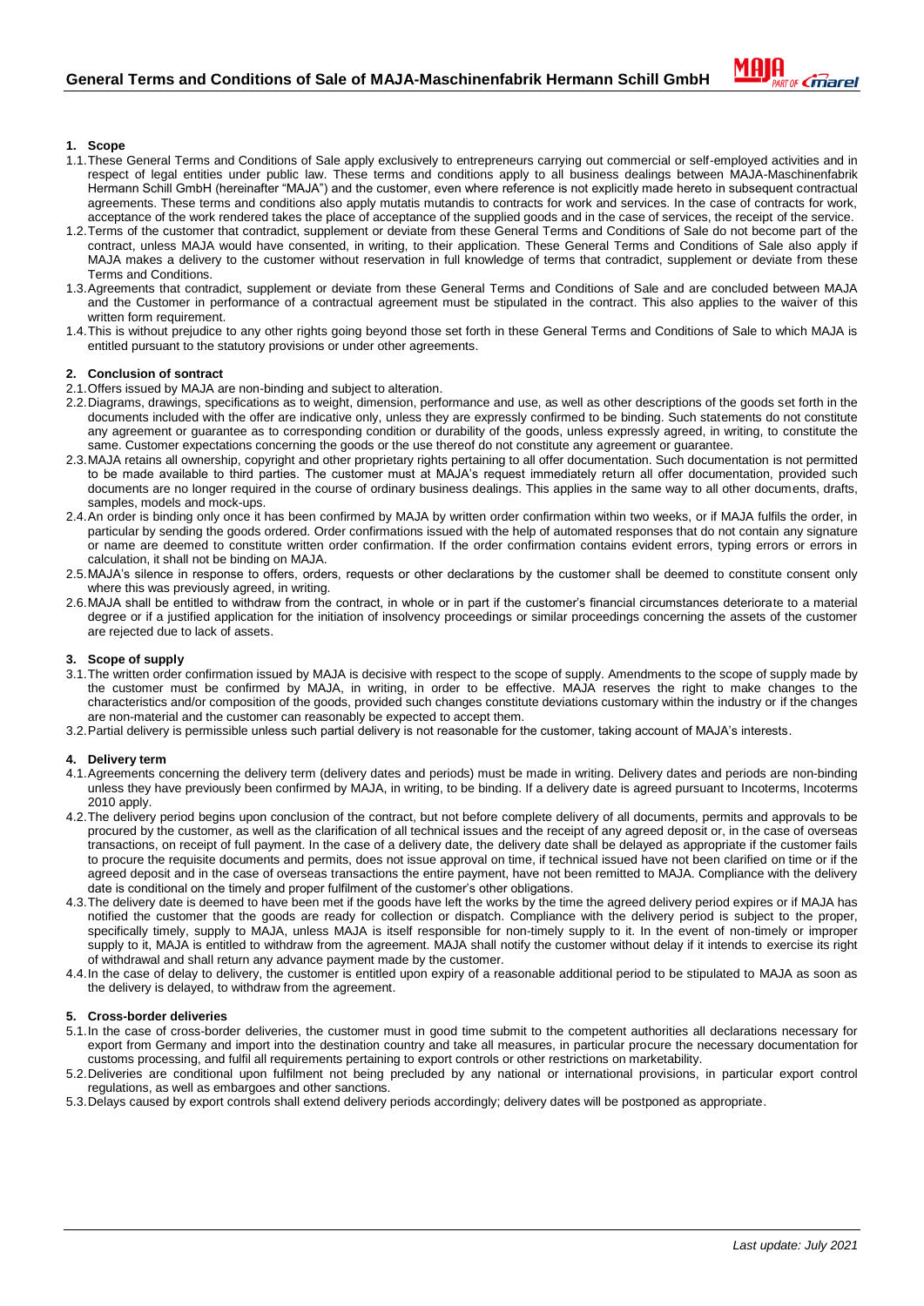# General Terms and Conditions of Sale of MAJA-Maschinenfabrik Hermann Schill GmbH

## 1. Scope

1.1. These General Terms and Conditions of Sale apply exclusively to entrepreneurs carrying out commercial or self-employed activities and in respect of legal entities under public law. These terms and conditions apply to all business dealings between MAJA-Maschinenfabrik Hermann Schill GmbH (hereinafter "MAJA") and the customer, even where reference is not explicitly made hereto in subsequent contractual agreements. These terms and conditions also apply mutatis mutandis to contracts for work and services. In the case of contracts for work, acceptance of the work rendered takes the place of acceptance of the supplied goods and in the case of services, the receipt of the service.

1.2. Terms of the customer that contradict, supplement or deviate from these General Terms and Conditions of Sale do not become part of the contract, unless MAJA would have consented, in writing, to their application. These General Terms and Conditions of Sale also apply if MAJA makes a delivery to the customer without reservation in full knowledge of terms that contradict, supplement or deviate from these Terms and Conditions.

1.3. Agreements that contradict, supplement or deviate from these General Terms and Conditions of Sale and are concluded between MAJA and the Customer in performance of a contractual agreement must be stipulated in the contract. This also applies to the waiver of this written form requirement.

1.4. This is without prejudice to any other rights going beyond those set forth in these General Terms and Conditions of Sale to which MAJA is entitled pursuant to the statutory provisions or under other agreements.

## 2. Conclusion of sontract

2.1. Offers issued by MAJA are non-binding and subject to alteration.

2.2. Diagrams, drawings, specifications as to weight, dimension, performance and use, as well as other descriptions of the goods set forth in the documents included with the offer are indicative only, unless they are expressly confirmed to be binding. Such statements do not constitute any agreement or guarantee as to corresponding condition or durability of the goods, unless expressly agreed, in writing, to constitute the same. Customer expectations concerning the goods or the use thereof do not constitute any agreement or guarantee.

2.3. MAJA retains all ownership, copyright and other proprietary rights pertaining to all offer documentation. Such documentation is not permitted to be made available to third parties. The customer must at MAJA's request immediately return all offer documentation, provided such documents are no longer required in the course of ordinary business dealings. This applies in the same way to all other documents, drafts, samples, models and mock-ups.

2.4. An order is binding only once it has been confirmed by MAJA by written order confirmation within two weeks, or if MAJA fulfils the order, in particular by sending the goods ordered. Order confirmations issued with the help of automated responses that do not contain any signature or name are deemed to constitute written order confirmation. If the order confirmation contains evident errors, typing errors or errors in calculation, it shall not be binding on MAJA.

2.5. MAJA's silence in response to offers, orders, requests or other declarations by the customer shall be deemed to constitute consent only where this was previously agreed, in writing.

2.6. MAJA shall be entitled to withdraw from the contract, in whole or in part if the customer's financial circumstances deteriorate to a material degree or if a justified application for the initiation of insolvency proceedings or similar proceedings concerning the assets of the customer are rejected due to lack of assets.

## 3. Scope of supply

3.1. The written order confirmation issued by MAJA is decisive with respect to the scope of supply. Amendments to the scope of supply made by the customer must be confirmed by MAJA, in writing, in order to be effective. MAJA reserves the right to make changes to the characteristics and/or composition of the goods, provided such changes constitute deviations customary within the industry or if the changes are non-material and the customer can reasonably be expected to accept them.

3.2. Partial delivery is permissible unless such partial delivery is not reasonable for the customer, taking account of MAJA's interests.

## 4. Delivery term

4.1. Agreements concerning the delivery term (delivery dates and periods) must be made in writing. Delivery dates and periods are non-binding unless they have previously been confirmed by MAJA, in writing, to be binding. If a delivery date is agreed pursuant to Incoterms, Incoterms 2010 apply.

4.2. The delivery period begins upon conclusion of the contract, but not before complete delivery of all documents, permits and approvals to be procured by the customer, as well as the clarification of all technical issues and the receipt of any agreed deposit or, in the case of overseas transactions, on receipt of full payment. In the case of a delivery date, the delivery date shall be delayed as appropriate if the customer fails to procure the requisite documents and permits, does not issue approval on time, if technical issued have not been clarified on time or if the agreed deposit and in the case of overseas transactions the entire payment, have not been remitted to MAJA. Compliance with the delivery date is conditional on the timely and proper fulfilment of the customer's other obligations.

4.3. The delivery date is deemed to have been met if the goods have left the works by the time the agreed delivery period expires or if MAJA has notified the customer that the goods are ready for collection or dispatch. Compliance with the delivery period is subject to the proper, specifically timely, supply to MAJA, unless MAJA is itself responsible for non-timely supply to it. In the event of non-timely or improper supply to it, MAJA is entitled to withdraw from the agreement. MAJA shall notify the customer without delay if it intends to exercise its right of withdrawal and shall return any advance payment made by the customer.

4.4. In the case of delay to delivery, the customer is entitled upon expiry of a reasonable additional period to be stipulated to MAJA as soon as the delivery is delayed, to withdraw from the agreement.

## 5. Cross-border deliveries

5.1. In the case of cross-border deliveries, the customer must in good time submit to the competent authorities all declarations necessary for export from Germany and import into the destination country and take all measures, in particular procure the necessary documentation for customs processing, and fulfil all requirements pertaining to export controls or other restrictions on marketability.

5.2. Deliveries are conditional upon fulfilment not being precluded by any national or international provisions, in particular export control regulations, as well as embargoes and other sanctions.

5.3. Delays caused by export controls shall extend delivery periods accordingly; delivery dates will be postponed as appropriate.

*Last update: July 2021*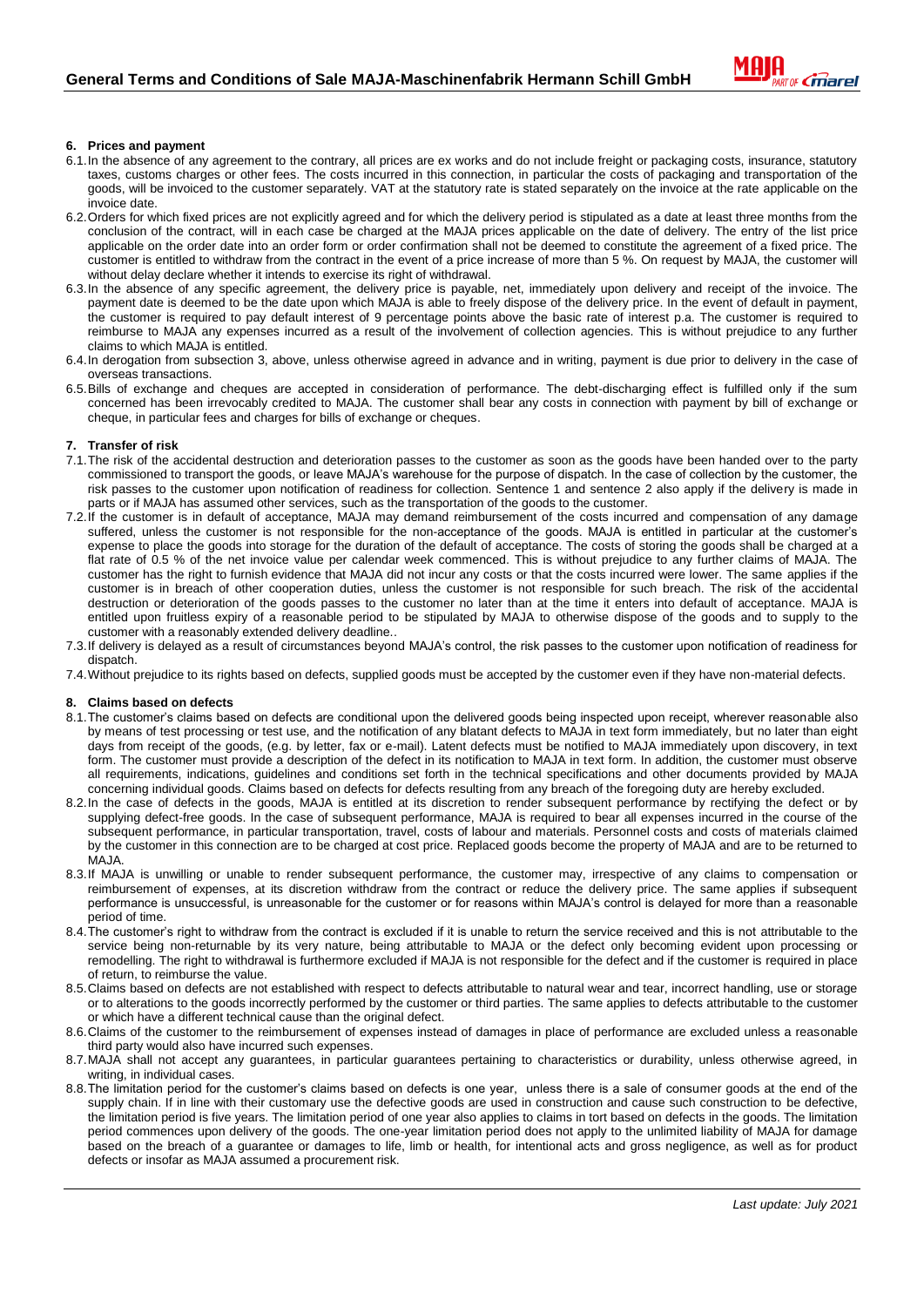#### 6. Prices and payment

6.1. In the absence of any agreement to the contrary, all prices are ex works and do not include freight or packaging costs, insurance, statutory taxes, customs charges or other fees. The costs incurred in this connection, in particular the costs of packaging and transportation of the goods, will be invoiced to the customer separately. VAT at the statutory rate is stated separately on the invoice at the rate applicable on the invoice date.

6.2. Orders for which fixed prices are not explicitly agreed and for which the delivery period is stipulated as a date at least three months from the conclusion of the contract, will in each case be charged at the MAJA prices applicable on the date of delivery. The entry of the list price applicable on the order date into an order form or order confirmation shall not be deemed to constitute the agreement of a fixed price. The customer is entitled to withdraw from the contract in the event of a price increase of more than 5 %. On request by MAJA, the customer will without delay declare whether it intends to exercise its right of withdrawal.

6.3. In the absence of any specific agreement, the delivery price is payable, net, immediately upon delivery and receipt of the invoice. The payment date is deemed to be the date upon which MAJA is able to freely dispose of the delivery price. In the event of default in payment, the customer is required to pay default interest of 9 percentage points above the basic rate of interest p.a. The customer is required to reimburse to MAJA any expenses incurred as a result of the involvement of collection agencies. This is without prejudice to any further claims to which MAJA is entitled.

6.4. In derogation from subsection 3, above, unless otherwise agreed in advance and in writing, payment is due prior to delivery in the case of overseas transactions.

6.5. Bills of exchange and cheques are accepted in consideration of performance. The debt-discharging effect is fulfilled only if the sum concerned has been irrevocably credited to MAJA. The customer shall bear any costs in connection with payment by bill of exchange or cheque, in particular fees and charges for bills of exchange or cheques.

#### 7. Transfer of risk

7.1. The risk of the accidental destruction and deterioration passes to the customer as soon as the goods have been handed over to the party commissioned to transport the goods, or leave MAJA's warehouse for the purpose of dispatch. In the case of collection by the customer, the risk passes to the customer upon notification of readiness for collection. Sentence 1 and sentence 2 also apply if the delivery is made in parts or if MAJA has assumed other services, such as the transportation of the goods to the customer.

7.2. If the customer is in default of acceptance, MAJA may demand reimbursement of the costs incurred and compensation of any damage suffered, unless the customer is not responsible for the non-acceptance of the goods. MAJA is entitled in particular at the customer's expense to place the goods into storage for the duration of the default of acceptance. The costs of storing the goods shall be charged at a flat rate of 0.5 % of the net invoice value per calendar week commenced. This is without prejudice to any further claims of MAJA. The customer has the right to furnish evidence that MAJA did not incur any costs or that the costs incurred were lower. The same applies if the customer is in breach of other cooperation duties, unless the customer is not responsible for such breach. The risk of the accidental destruction or deterioration of the goods passes to the customer no later than at the time it enters into default of acceptance. MAJA is entitled upon fruitless expiry of a reasonable period to be stipulated by MAJA to otherwise dispose of the goods and to supply to the customer with a reasonably extended delivery deadline..

7.3. If delivery is delayed as a result of circumstances beyond MAJA's control, the risk passes to the customer upon notification of readiness for dispatch.

7.4. Without prejudice to its rights based on defects, supplied goods must be accepted by the customer even if they have non-material defects.

#### 8. Claims based on defects

8.1. The customer's claims based on defects are conditional upon the delivered goods being inspected upon receipt, wherever reasonable also by means of test processing or test use, and the notification of any blatant defects to MAJA in text form immediately, but no later than eight days from receipt of the goods, (e.g. by letter, fax or e-mail). Latent defects must be notified to MAJA immediately upon discovery, in text form. The customer must provide a description of the defect in its notification to MAJA in text form. In addition, the customer must observe all requirements, indications, guidelines and conditions set forth in the technical specifications and other documents provided by MAJA concerning individual goods. Claims based on defects for defects resulting from any breach of the foregoing duty are hereby excluded.

8.2. In the case of defects in the goods, MAJA is entitled at its discretion to render subsequent performance by rectifying the defect or by supplying defect-free goods. In the case of subsequent performance, MAJA is required to bear all expenses incurred in the course of the subsequent performance, in particular transportation, travel, costs of labour and materials. Personnel costs and costs of materials claimed by the customer in this connection are to be charged at cost price. Replaced goods become the property of MAJA and are to be returned to MAJA.

8.3. If MAJA is unwilling or unable to render subsequent performance, the customer may, irrespective of any claims to compensation or reimbursement of expenses, at its discretion withdraw from the contract or reduce the delivery price. The same applies if subsequent performance is unsuccessful, is unreasonable for the customer or for reasons within MAJA's control is delayed for more than a reasonable period of time.

8.4. The customer's right to withdraw from the contract is excluded if it is unable to return the service received and this is not attributable to the service being non-returnable by its very nature, being attributable to MAJA or the defect only becoming evident upon processing or remodelling. The right to withdrawal is furthermore excluded if MAJA is not responsible for the defect and if the customer is required in place of return, to reimburse the value.

8.5. Claims based on defects are not established with respect to defects attributable to natural wear and tear, incorrect handling, use or storage or to alterations to the goods incorrectly performed by the customer or third parties. The same applies to defects attributable to the customer or which have a different technical cause than the original defect.

8.6. Claims of the customer to the reimbursement of expenses instead of damages in place of performance are excluded unless a reasonable third party would also have incurred such expenses.

8.7. MAJA shall not accept any guarantees, in particular guarantees pertaining to characteristics or durability, unless otherwise agreed, in writing, in individual cases.

8.8. The limitation period for the customer's claims based on defects is one year, unless there is a sale of consumer goods at the end of the supply chain. If in line with their customary use the defective goods are used in construction and cause such construction to be defective, the limitation period is five years. The limitation period of one year also applies to claims in tort based on defects in the goods. The limitation period commences upon delivery of the goods. The one-year limitation period does not apply to the unlimited liability of MAJA for damage based on the breach of a guarantee or damages to life, limb or health, for intentional acts and gross negligence, as well as for product defects or insofar as MAJA assumed a procurement risk.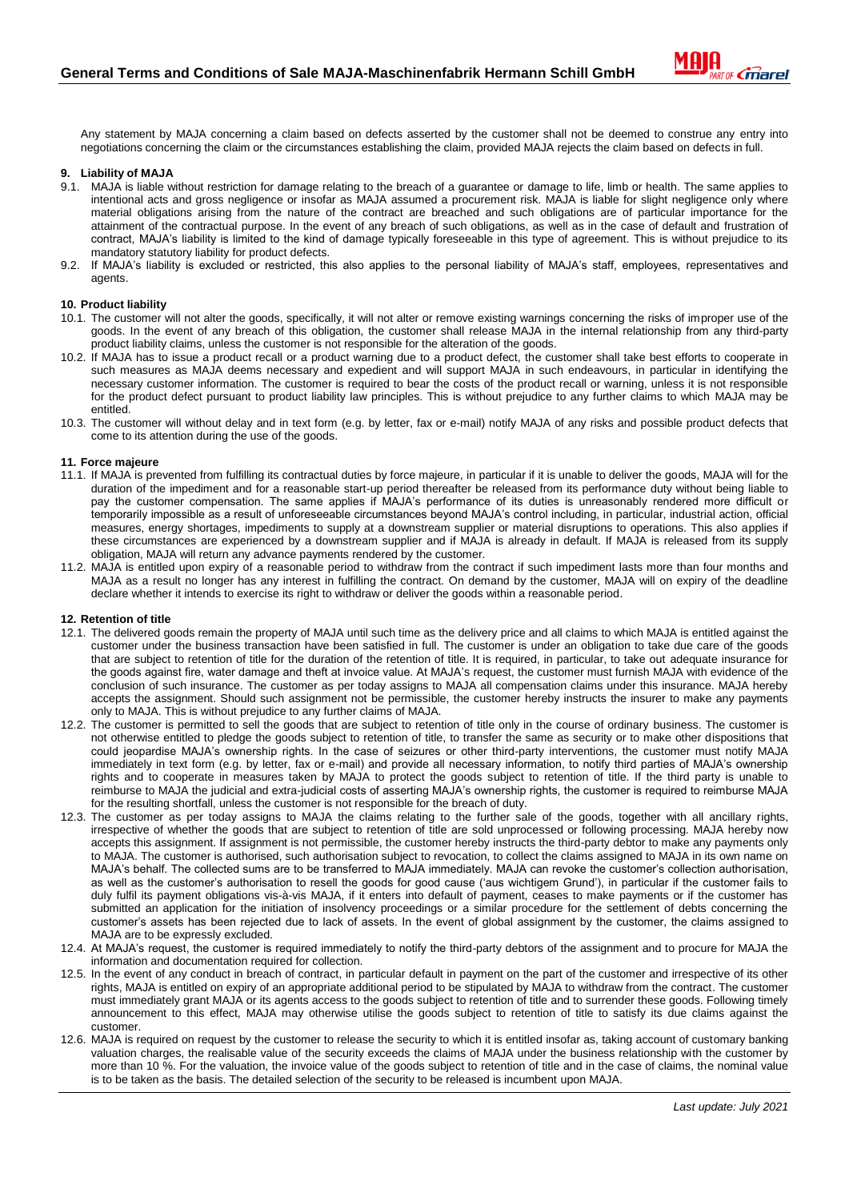Any statement by MAJA concerning a claim based on defects asserted by the customer shall not be deemed to construe any entry into negotiations concerning the claim or the circumstances establishing the claim, provided MAJA rejects the claim based on defects in full.

## 9. Liability of MAJA

9.1. MAJA is liable without restriction for damage relating to the breach of a guarantee or damage to life, limb or health. The same applies to intentional acts and gross negligence or insofar as MAJA assumed a procurement risk. MAJA is liable for slight negligence only where material obligations arising from the nature of the contract are breached and such obligations are of particular importance for the attainment of the contractual purpose. In the event of any breach of such obligations, as well as in the case of default and frustration of contract, MAJA's liability is limited to the kind of damage typically foreseeable in this type of agreement. This is without prejudice to its mandatory statutory liability for product defects.

9.2. If MAJA's liability is excluded or restricted, this also applies to the personal liability of MAJA's staff, employees, representatives and agents.

## 10. Product liability

10.1. The customer will not alter the goods, specifically, it will not alter or remove existing warnings concerning the risks of improper use of the goods. In the event of any breach of this obligation, the customer shall release MAJA in the internal relationship from any third-party product liability claims, unless the customer is not responsible for the alteration of the goods.

10.2. If MAJA has to issue a product recall or a product warning due to a product defect, the customer shall take best efforts to cooperate in such measures as MAJA deems necessary and expedient and will support MAJA in such endeavours, in particular in identifying the necessary customer information. The customer is required to bear the costs of the product recall or warning, unless it is not responsible for the product defect pursuant to product liability law principles. This is without prejudice to any further claims to which MAJA may be entitled.

10.3. The customer will without delay and in text form (e.g. by letter, fax or e-mail) notify MAJA of any risks and possible product defects that come to its attention during the use of the goods.

## 11. Force majeure

11.1. If MAJA is prevented from fulfilling its contractual duties by force majeure, in particular if it is unable to deliver the goods, MAJA will for the duration of the impediment and for a reasonable start-up period thereafter be released from its performance duty without being liable to pay the customer compensation. The same applies if MAJA's performance of its duties is unreasonably rendered more difficult or temporarily impossible as a result of unforeseeable circumstances beyond MAJA's control including, in particular, industrial action, official measures, energy shortages, impediments to supply at a downstream supplier or material disruptions to operations. This also applies if these circumstances are experienced by a downstream supplier and if MAJA is already in default. If MAJA is released from its supply obligation, MAJA will return any advance payments rendered by the customer.

11.2. MAJA is entitled upon expiry of a reasonable period to withdraw from the contract if such impediment lasts more than four months and MAJA as a result no longer has any interest in fulfilling the contract. On demand by the customer, MAJA will on expiry of the deadline declare whether it intends to exercise its right to withdraw or deliver the goods within a reasonable period.

## 12. Retention of title

12.1. The delivered goods remain the property of MAJA until such time as the delivery price and all claims to which MAJA is entitled against the customer under the business transaction have been satisfied in full. The customer is under an obligation to take due care of the goods that are subject to retention of title for the duration of the retention of title. It is required, in particular, to take out adequate insurance for the goods against fire, water damage and theft at invoice value. At MAJA's request, the customer must furnish MAJA with evidence of the conclusion of such insurance. The customer as per today assigns to MAJA all compensation claims under this insurance. MAJA hereby accepts the assignment. Should such assignment not be permissible, the customer hereby instructs the insurer to make any payments only to MAJA. This is without prejudice to any further claims of MAJA.

12.2. The customer is permitted to sell the goods that are subject to retention of title only in the course of ordinary business. The customer is not otherwise entitled to pledge the goods subject to retention of title, to transfer the same as security or to make other dispositions that could jeopardise MAJA's ownership rights. In the case of seizures or other third-party interventions, the customer must notify MAJA immediately in text form (e.g. by letter, fax or e-mail) and provide all necessary information, to notify third parties of MAJA's ownership rights and to cooperate in measures taken by MAJA to protect the goods subject to retention of title. If the third party is unable to reimburse to MAJA the judicial and extra-judicial costs of asserting MAJA's ownership rights, the customer is required to reimburse MAJA for the resulting shortfall, unless the customer is not responsible for the breach of duty.

12.3. The customer as per today assigns to MAJA the claims relating to the further sale of the goods, together with all ancillary rights, irrespective of whether the goods that are subject to retention of title are sold unprocessed or following processing. MAJA hereby now accepts this assignment. If assignment is not permissible, the customer hereby instructs the third-party debtor to make any payments only to MAJA. The customer is authorised, such authorisation subject to revocation, to collect the claims assigned to MAJA in its own name on MAJA's behalf. The collected sums are to be transferred to MAJA immediately. MAJA can revoke the customer's collection authorisation, as well as the customer's authorisation to resell the goods for good cause ('aus wichtigem Grund'), in particular if the customer fails to duly fulfil its payment obligations vis-à-vis MAJA, if it enters into default of payment, ceases to make payments or if the customer has submitted an application for the initiation of insolvency proceedings or a similar procedure for the settlement of debts concerning the customer's assets has been rejected due to lack of assets. In the event of global assignment by the customer, the claims assigned to MAJA are to be expressly excluded.

12.4. At MAJA's request, the customer is required immediately to notify the third-party debtors of the assignment and to procure for MAJA the information and documentation required for collection.

12.5. In the event of any conduct in breach of contract, in particular default in payment on the part of the customer and irrespective of its other rights, MAJA is entitled on expiry of an appropriate additional period to be stipulated by MAJA to withdraw from the contract. The customer must immediately grant MAJA or its agents access to the goods subject to retention of title and to surrender these goods. Following timely announcement to this effect, MAJA may otherwise utilise the goods subject to retention of title to satisfy its due claims against the customer.

12.6. MAJA is required on request by the customer to release the security to which it is entitled insofar as, taking account of customary banking valuation charges, the realisable value of the security exceeds the claims of MAJA under the business relationship with the customer by more than 10 %. For the valuation, the invoice value of the goods subject to retention of title and in the case of claims, the nominal value is to be taken as the basis. The detailed selection of the security to be released is incumbent upon MAJA.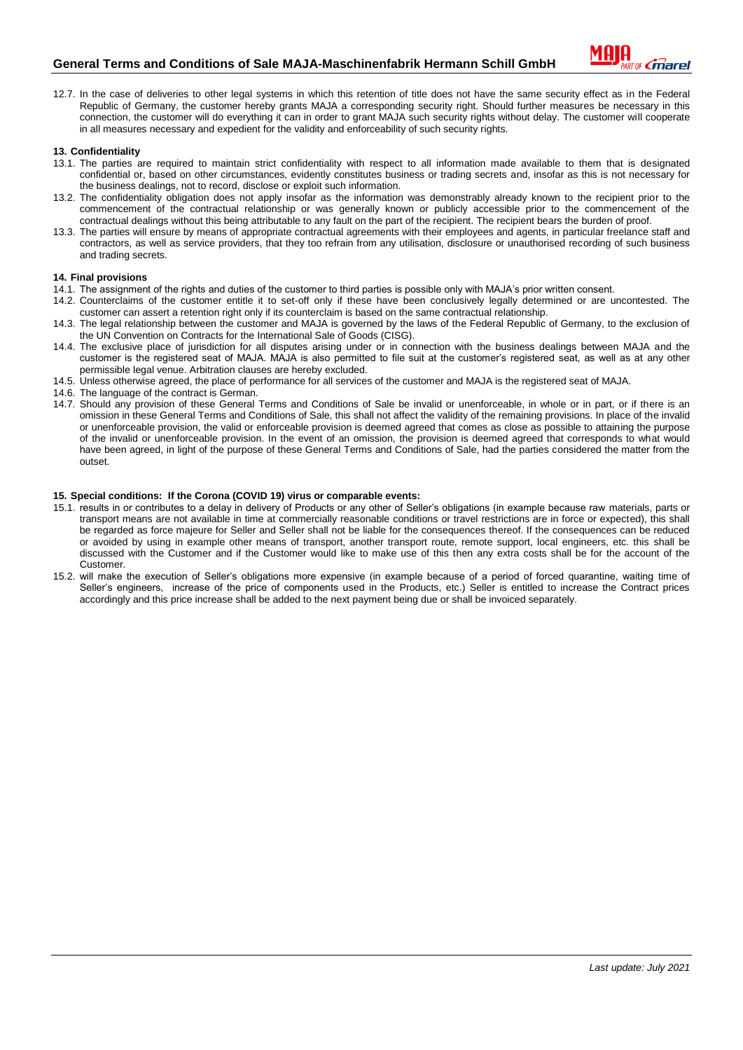12.7. In the case of deliveries to other legal systems in which this retention of title does not have the same security effect as in the Federal Republic of Germany, the customer hereby grants MAJA a corresponding security right. Should further measures be necessary in this connection, the customer will do everything it can in order to grant MAJA such security rights without delay. The customer will cooperate in all measures necessary and expedient for the validity and enforceability of such security rights.

**13. Confidentiality**

13.1. The parties are required to maintain strict confidentiality with respect to all information made available to them that is designated confidential or, based on other circumstances, evidently constitutes business or trading secrets and, insofar as this is not necessary for the business dealings, not to record, disclose or exploit such information.

13.2. The confidentiality obligation does not apply insofar as the information was demonstrably already known to the recipient prior to the commencement of the contractual relationship or was generally known or publicly accessible prior to the commencement of the contractual dealings without this being attributable to any fault on the part of the recipient. The recipient bears the burden of proof.

13.3. The parties will ensure by means of appropriate contractual agreements with their employees and agents, in particular freelance staff and contractors, as well as service providers, that they too refrain from any utilisation, disclosure or unauthorised recording of such business and trading secrets.

**14. Final provisions**

14.1. The assignment of the rights and duties of the customer to third parties is possible only with MAJA's prior written consent.

14.2. Counterclaims of the customer entitle it to set-off only if these have been conclusively legally determined or are uncontested. The customer can assert a retention right only if its counterclaim is based on the same contractual relationship.

14.3. The legal relationship between the customer and MAJA is governed by the laws of the Federal Republic of Germany, to the exclusion of the UN Convention on Contracts for the International Sale of Goods (CISG).

14.4. The exclusive place of jurisdiction for all disputes arising under or in connection with the business dealings between MAJA and the customer is the registered seat of MAJA. MAJA is also permitted to file suit at the customer's registered seat, as well as at any other permissible legal venue. Arbitration clauses are hereby excluded.

14.5. Unless otherwise agreed, the place of performance for all services of the customer and MAJA is the registered seat of MAJA.

14.6. The language of the contract is German.

14.7. Should any provision of these General Terms and Conditions of Sale be invalid or unenforceable, in whole or in part, or if there is an omission in these General Terms and Conditions of Sale, this shall not affect the validity of the remaining provisions. In place of the invalid or unenforceable provision, the valid or enforceable provision is deemed agreed that comes as close as possible to attaining the purpose of the invalid or unenforceable provision. In the event of an omission, the provision is deemed agreed that corresponds to what would have been agreed, in light of the purpose of these General Terms and Conditions of Sale, had the parties considered the matter from the outset.

**15. Special conditions: If the Corona (COVID 19) virus or comparable events:**

15.1. results in or contributes to a delay in delivery of Products or any other of Seller's obligations (in example because raw materials, parts or transport means are not available in time at commercially reasonable conditions or travel restrictions are in force or expected), this shall be regarded as force majeure for Seller and Seller shall not be liable for the consequences thereof. If the consequences can be reduced or avoided by using in example other means of transport, another transport route, remote support, local engineers, etc. this shall be discussed with the Customer and if the Customer would like to make use of this then any extra costs shall be for the account of the Customer.

15.2. will make the execution of Seller's obligations more expensive (in example because of a period of forced quarantine, waiting time of Seller's engineers, increase of the price of components used in the Products, etc.) Seller is entitled to increase the Contract prices accordingly and this price increase shall be added to the next payment being due or shall be invoiced separately.

*Last update: July 2021*